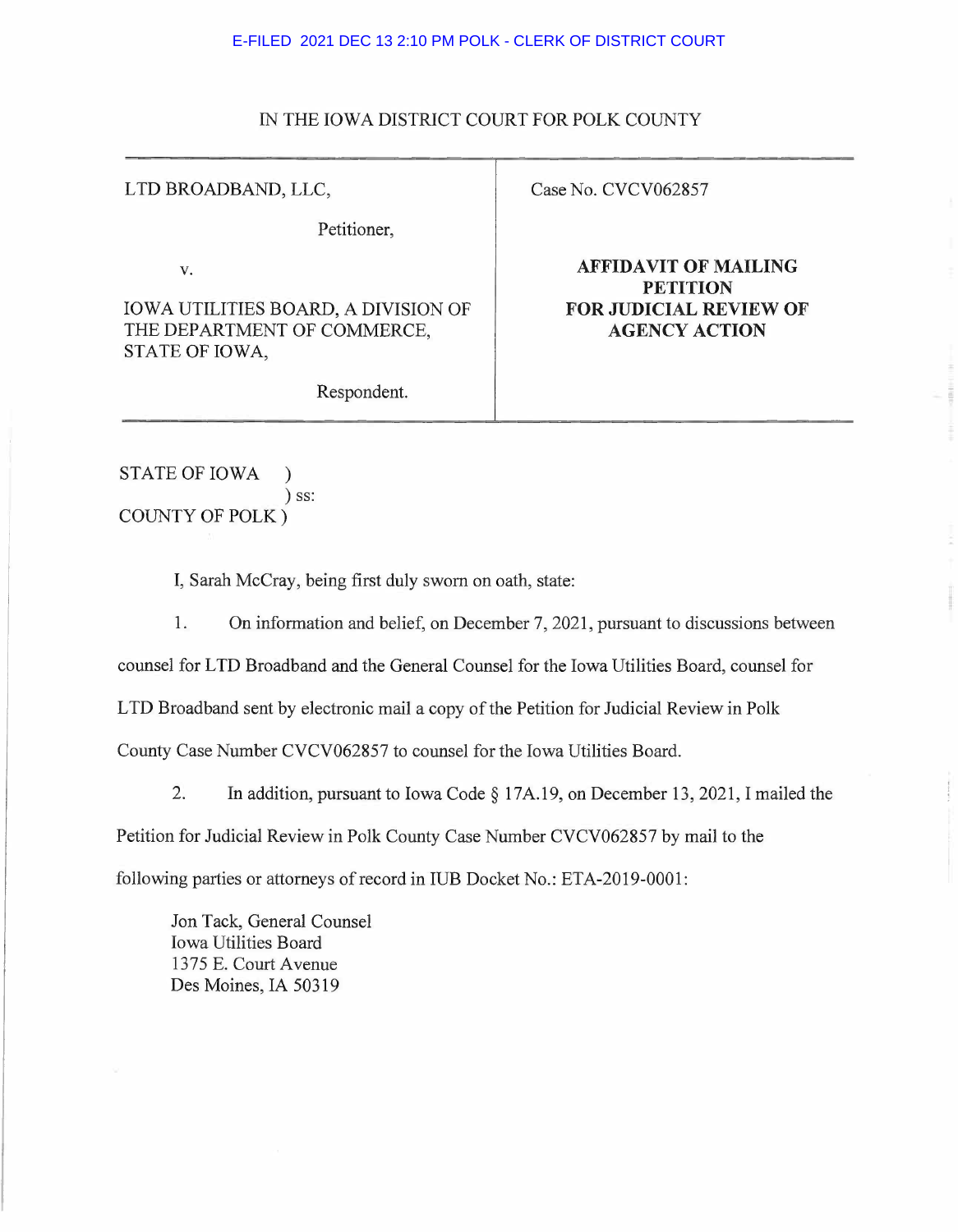E-FILED 2021 DEC 13 2:10 PM POLK - CLERK OF DISTRICT COURT

IN THE IOWA DISTRICT COURT FOR POLK COUNTY

| LTD BROADBAND, LLC,<br><br>Petitioner,<br><br>v.<br><br>IOWA UTILITIES BOARD, A DIVISION OF THE DEPARTMENT OF COMMERCE, STATE OF IOWA,<br><br>Respondent. | Case No. CVCV062857<br><br>**AFFIDAVIT OF MAILING PETITION FOR JUDICIAL REVIEW OF AGENCY ACTION** |
|---|---|

STATE OF IOWA )
) ss:
COUNTY OF POLK )

I, Sarah McCray, being first duly sworn on oath, state:

1. On information and belief, on December 7, 2021, pursuant to discussions between counsel for LTD Broadband and the General Counsel for the Iowa Utilities Board, counsel for LTD Broadband sent by electronic mail a copy of the Petition for Judicial Review in Polk County Case Number CVCV062857 to counsel for the Iowa Utilities Board.

2. In addition, pursuant to Iowa Code § 17A.19, on December 13, 2021, I mailed the Petition for Judicial Review in Polk County Case Number CVCV062857 by mail to the following parties or attorneys of record in IUB Docket No.: ETA-2019-0001:

Jon Tack, General Counsel
Iowa Utilities Board
1375 E. Court Avenue
Des Moines, IA 50319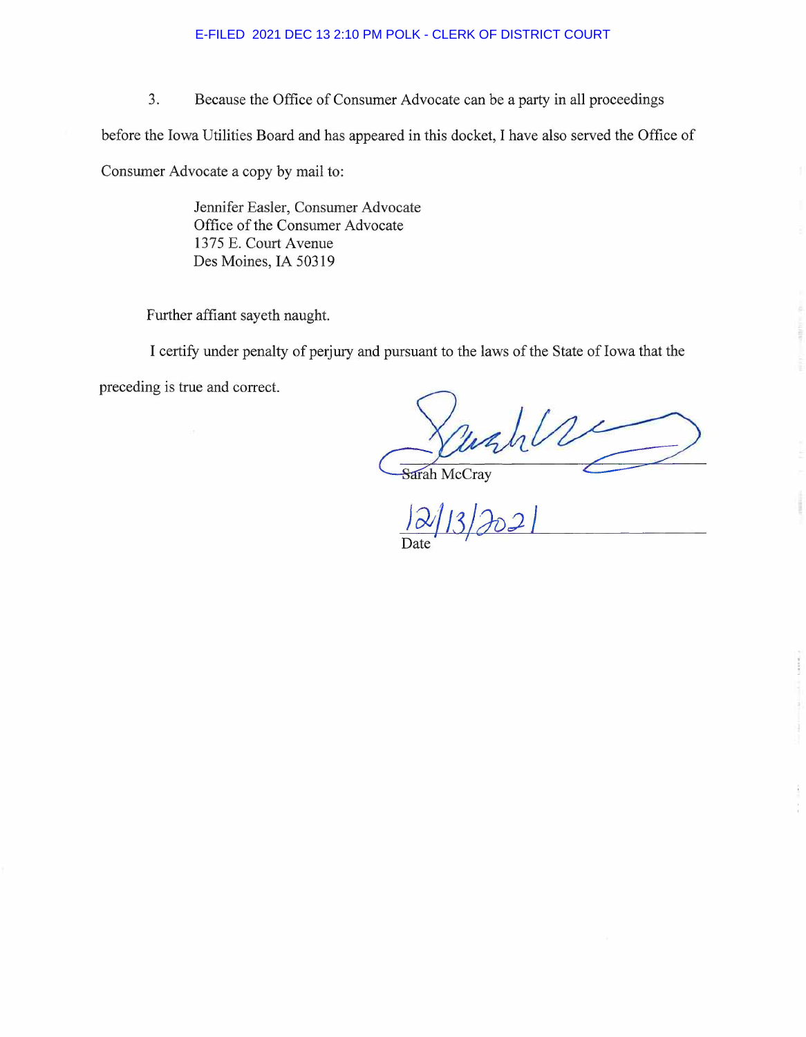3. Because the Office of Consumer Advocate can be a party in all proceedings before the Iowa Utilities Board and has appeared in this docket, I have also served the Office of Consumer Advocate a copy by mail to:

Jennifer Easler, Consumer Advocate
Office of the Consumer Advocate
1375 E. Court Avenue
Des Moines, IA 50319

Further affiant sayeth naught.

I certify under penalty of perjury and pursuant to the laws of the State of Iowa that the preceding is true and correct.

Sarah McCray

12/13/2021
Date